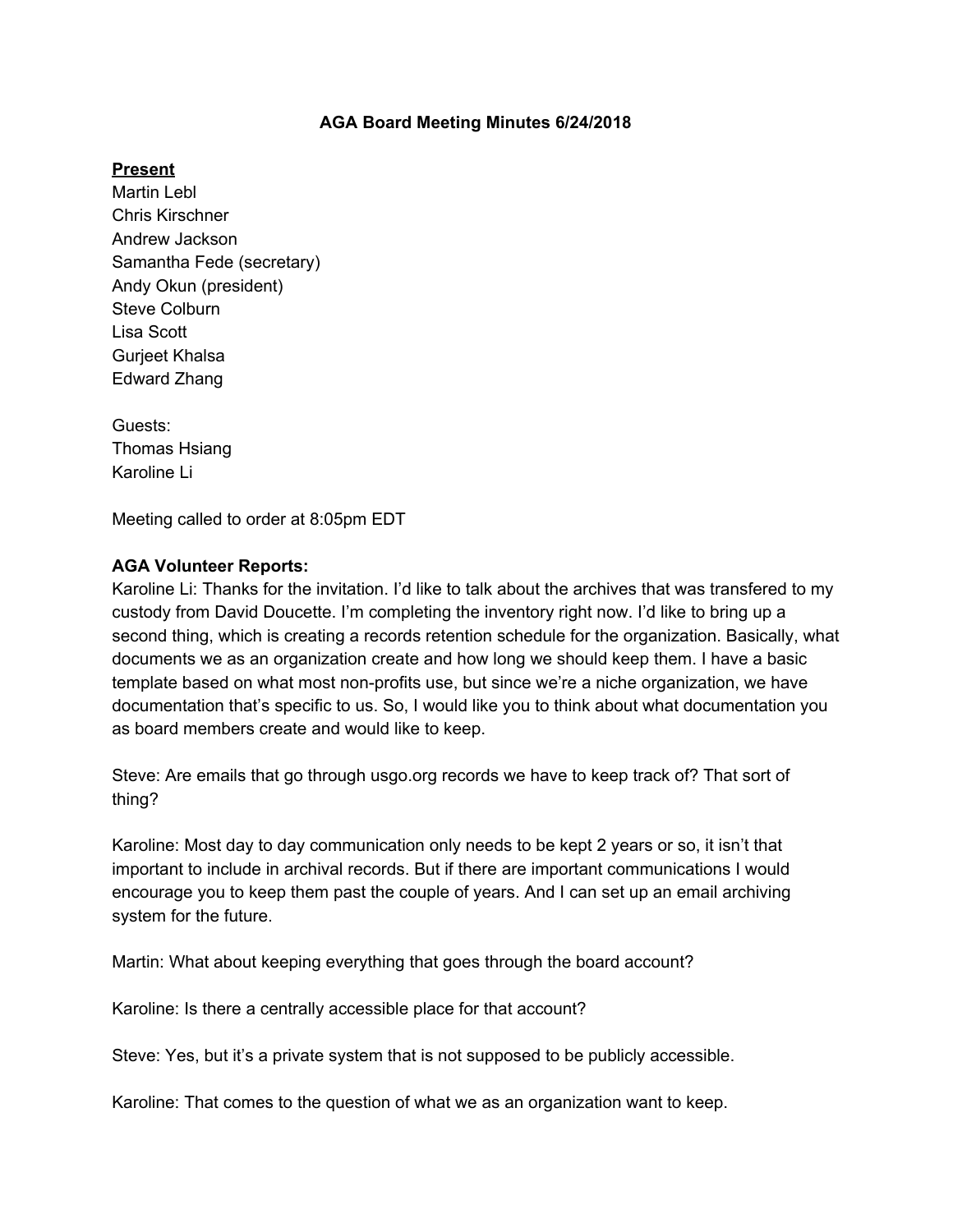# AGA Board Meeting Minutes 6/24/2018

**Present**

Martin Lebl
Chris Kirschner
Andrew Jackson
Samantha Fede (secretary)
Andy Okun (president)
Steve Colburn
Lisa Scott
Gurjeet Khalsa
Edward Zhang

Guests:
Thomas Hsiang
Karoline Li

Meeting called to order at 8:05pm EDT

**AGA Volunteer Reports:**

Karoline Li: Thanks for the invitation. I'd like to talk about the archives that was transfered to my custody from David Doucette. I'm completing the inventory right now. I'd like to bring up a second thing, which is creating a records retention schedule for the organization. Basically, what documents we as an organization create and how long we should keep them. I have a basic template based on what most non-profits use, but since we're a niche organization, we have documentation that's specific to us. So, I would like you to think about what documentation you as board members create and would like to keep.

Steve: Are emails that go through usgo.org records we have to keep track of? That sort of thing?

Karoline: Most day to day communication only needs to be kept 2 years or so, it isn't that important to include in archival records. But if there are important communications I would encourage you to keep them past the couple of years. And I can set up an email archiving system for the future.

Martin: What about keeping everything that goes through the board account?

Karoline: Is there a centrally accessible place for that account?

Steve: Yes, but it's a private system that is not supposed to be publicly accessible.

Karoline: That comes to the question of what we as an organization want to keep.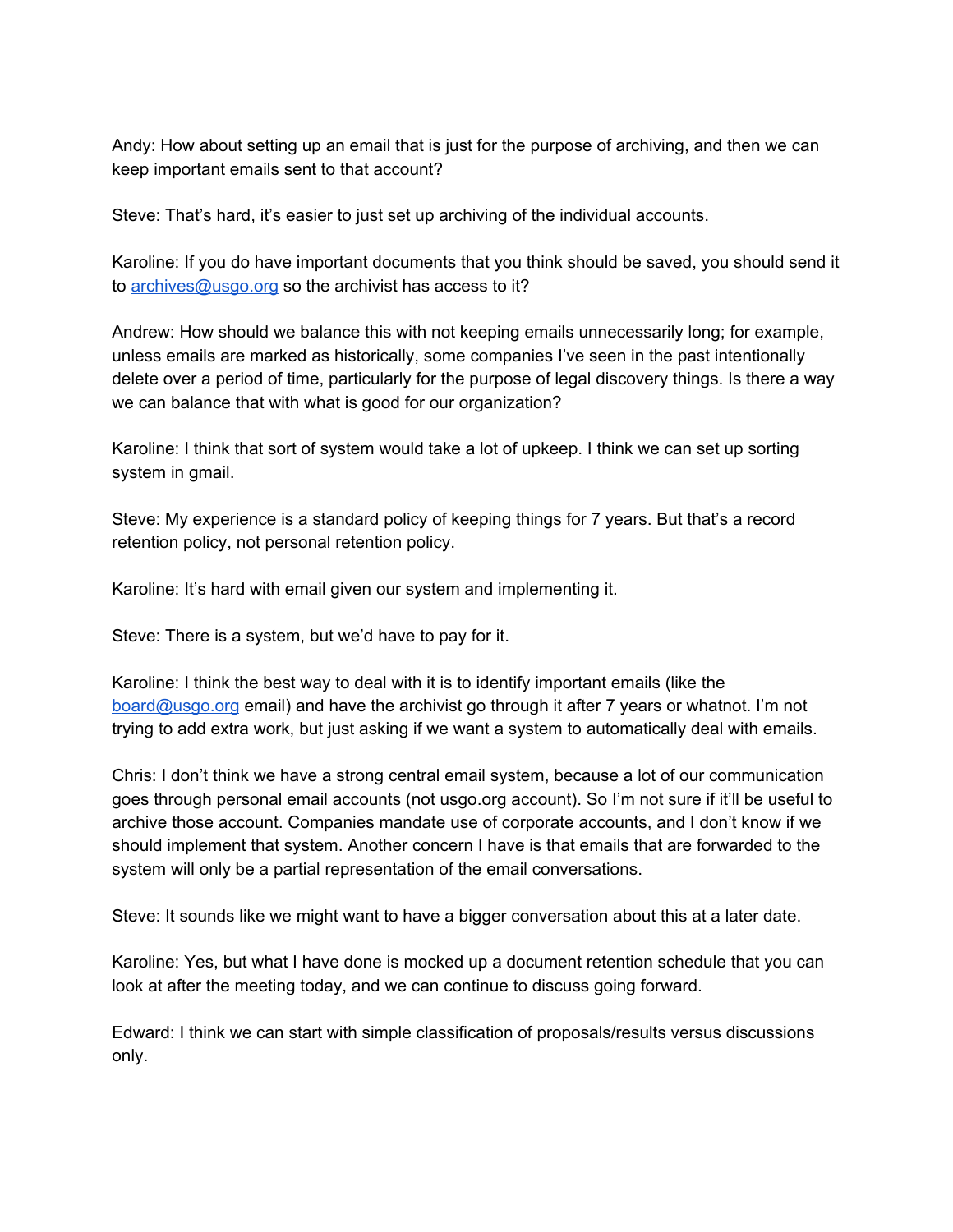Andy: How about setting up an email that is just for the purpose of archiving, and then we can keep important emails sent to that account?

Steve: That's hard, it's easier to just set up archiving of the individual accounts.

Karoline: If you do have important documents that you think should be saved, you should send it to archives@usgo.org so the archivist has access to it?

Andrew: How should we balance this with not keeping emails unnecessarily long; for example, unless emails are marked as historically, some companies I've seen in the past intentionally delete over a period of time, particularly for the purpose of legal discovery things. Is there a way we can balance that with what is good for our organization?

Karoline: I think that sort of system would take a lot of upkeep. I think we can set up sorting system in gmail.

Steve: My experience is a standard policy of keeping things for 7 years. But that's a record retention policy, not personal retention policy.

Karoline: It's hard with email given our system and implementing it.

Steve: There is a system, but we'd have to pay for it.

Karoline: I think the best way to deal with it is to identify important emails (like the board@usgo.org email) and have the archivist go through it after 7 years or whatnot. I'm not trying to add extra work, but just asking if we want a system to automatically deal with emails.

Chris: I don't think we have a strong central email system, because a lot of our communication goes through personal email accounts (not usgo.org account). So I'm not sure if it'll be useful to archive those account. Companies mandate use of corporate accounts, and I don't know if we should implement that system. Another concern I have is that emails that are forwarded to the system will only be a partial representation of the email conversations.

Steve: It sounds like we might want to have a bigger conversation about this at a later date.

Karoline: Yes, but what I have done is mocked up a document retention schedule that you can look at after the meeting today, and we can continue to discuss going forward.

Edward: I think we can start with simple classification of proposals/results versus discussions only.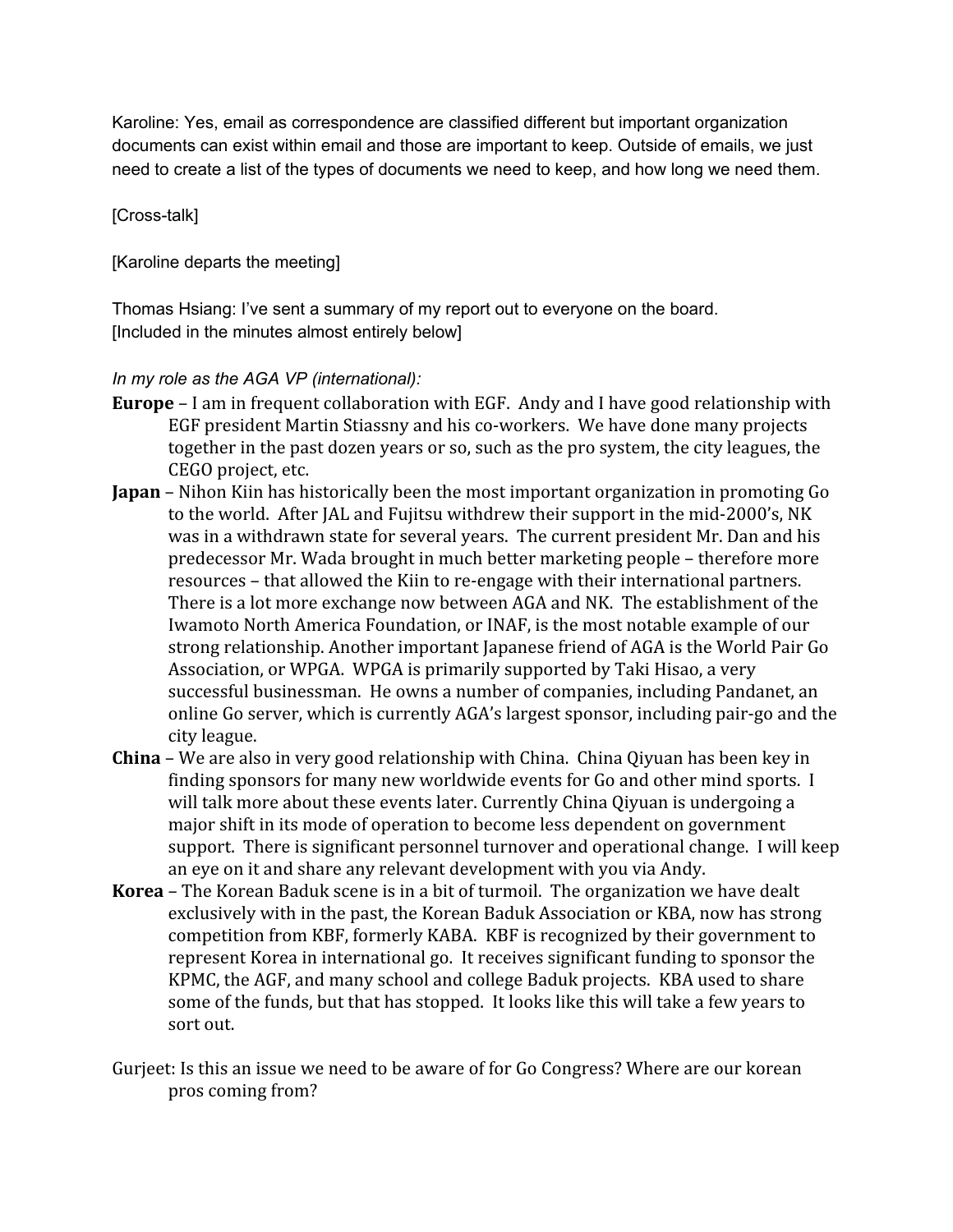Karoline: Yes, email as correspondence are classified different but important organization documents can exist within email and those are important to keep. Outside of emails, we just need to create a list of the types of documents we need to keep, and how long we need them.

[Cross-talk]

[Karoline departs the meeting]

Thomas Hsiang: I've sent a summary of my report out to everyone on the board.
[Included in the minutes almost entirely below]

*In my role as the AGA VP (international):*

**Europe** – I am in frequent collaboration with EGF. Andy and I have good relationship with EGF president Martin Stiassny and his co-workers. We have done many projects together in the past dozen years or so, such as the pro system, the city leagues, the CEGO project, etc.

**Japan** – Nihon Kiin has historically been the most important organization in promoting Go to the world. After JAL and Fujitsu withdrew their support in the mid-2000's, NK was in a withdrawn state for several years. The current president Mr. Dan and his predecessor Mr. Wada brought in much better marketing people – therefore more resources – that allowed the Kiin to re-engage with their international partners. There is a lot more exchange now between AGA and NK. The establishment of the Iwamoto North America Foundation, or INAF, is the most notable example of our strong relationship. Another important Japanese friend of AGA is the World Pair Go Association, or WPGA. WPGA is primarily supported by Taki Hisao, a very successful businessman. He owns a number of companies, including Pandanet, an online Go server, which is currently AGA's largest sponsor, including pair-go and the city league.

**China** – We are also in very good relationship with China. China Qiyuan has been key in finding sponsors for many new worldwide events for Go and other mind sports. I will talk more about these events later. Currently China Qiyuan is undergoing a major shift in its mode of operation to become less dependent on government support. There is significant personnel turnover and operational change. I will keep an eye on it and share any relevant development with you via Andy.

**Korea** – The Korean Baduk scene is in a bit of turmoil. The organization we have dealt exclusively with in the past, the Korean Baduk Association or KBA, now has strong competition from KBF, formerly KABA. KBF is recognized by their government to represent Korea in international go. It receives significant funding to sponsor the KPMC, the AGF, and many school and college Baduk projects. KBA used to share some of the funds, but that has stopped. It looks like this will take a few years to sort out.

Gurjeet: Is this an issue we need to be aware of for Go Congress? Where are our korean pros coming from?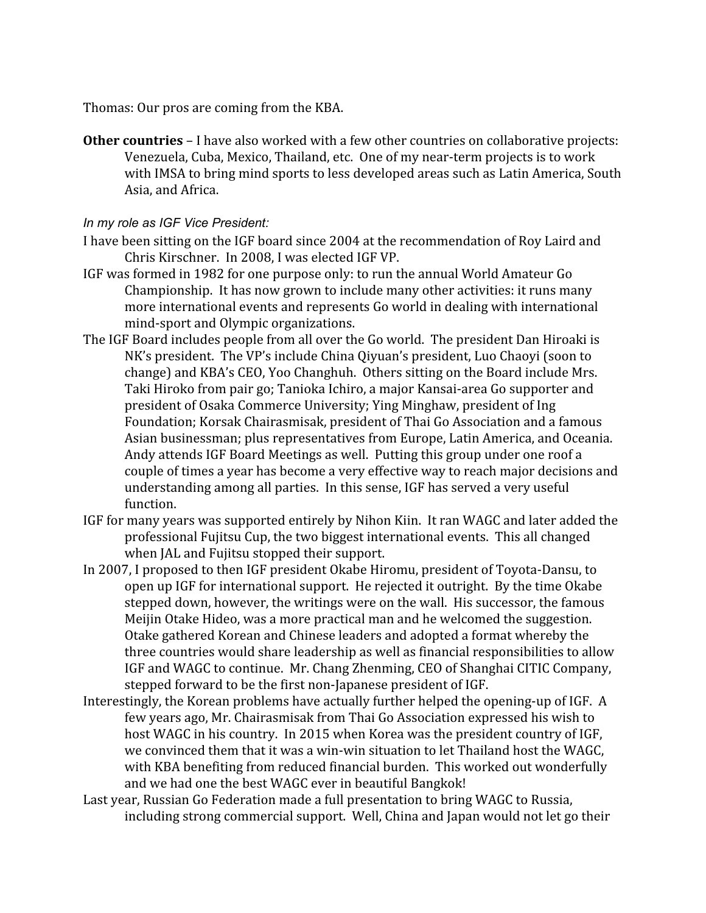Thomas: Our pros are coming from the KBA.

**Other countries** – I have also worked with a few other countries on collaborative projects: Venezuela, Cuba, Mexico, Thailand, etc. One of my near-term projects is to work with IMSA to bring mind sports to less developed areas such as Latin America, South Asia, and Africa.

*In my role as IGF Vice President:*

I have been sitting on the IGF board since 2004 at the recommendation of Roy Laird and Chris Kirschner. In 2008, I was elected IGF VP.

IGF was formed in 1982 for one purpose only: to run the annual World Amateur Go Championship. It has now grown to include many other activities: it runs many more international events and represents Go world in dealing with international mind-sport and Olympic organizations.

The IGF Board includes people from all over the Go world. The president Dan Hiroaki is NK's president. The VP's include China Qiyuan's president, Luo Chaoyi (soon to change) and KBA's CEO, Yoo Changhuh. Others sitting on the Board include Mrs. Taki Hiroko from pair go; Tanioka Ichiro, a major Kansai-area Go supporter and president of Osaka Commerce University; Ying Minghaw, president of Ing Foundation; Korsak Chairasmisak, president of Thai Go Association and a famous Asian businessman; plus representatives from Europe, Latin America, and Oceania. Andy attends IGF Board Meetings as well. Putting this group under one roof a couple of times a year has become a very effective way to reach major decisions and understanding among all parties. In this sense, IGF has served a very useful function.

IGF for many years was supported entirely by Nihon Kiin. It ran WAGC and later added the professional Fujitsu Cup, the two biggest international events. This all changed when JAL and Fujitsu stopped their support.

In 2007, I proposed to then IGF president Okabe Hiromu, president of Toyota-Dansu, to open up IGF for international support. He rejected it outright. By the time Okabe stepped down, however, the writings were on the wall. His successor, the famous Meijin Otake Hideo, was a more practical man and he welcomed the suggestion. Otake gathered Korean and Chinese leaders and adopted a format whereby the three countries would share leadership as well as financial responsibilities to allow IGF and WAGC to continue. Mr. Chang Zhenming, CEO of Shanghai CITIC Company, stepped forward to be the first non-Japanese president of IGF.

Interestingly, the Korean problems have actually further helped the opening-up of IGF. A few years ago, Mr. Chairasmisak from Thai Go Association expressed his wish to host WAGC in his country. In 2015 when Korea was the president country of IGF, we convinced them that it was a win-win situation to let Thailand host the WAGC, with KBA benefiting from reduced financial burden. This worked out wonderfully and we had one the best WAGC ever in beautiful Bangkok!

Last year, Russian Go Federation made a full presentation to bring WAGC to Russia, including strong commercial support. Well, China and Japan would not let go their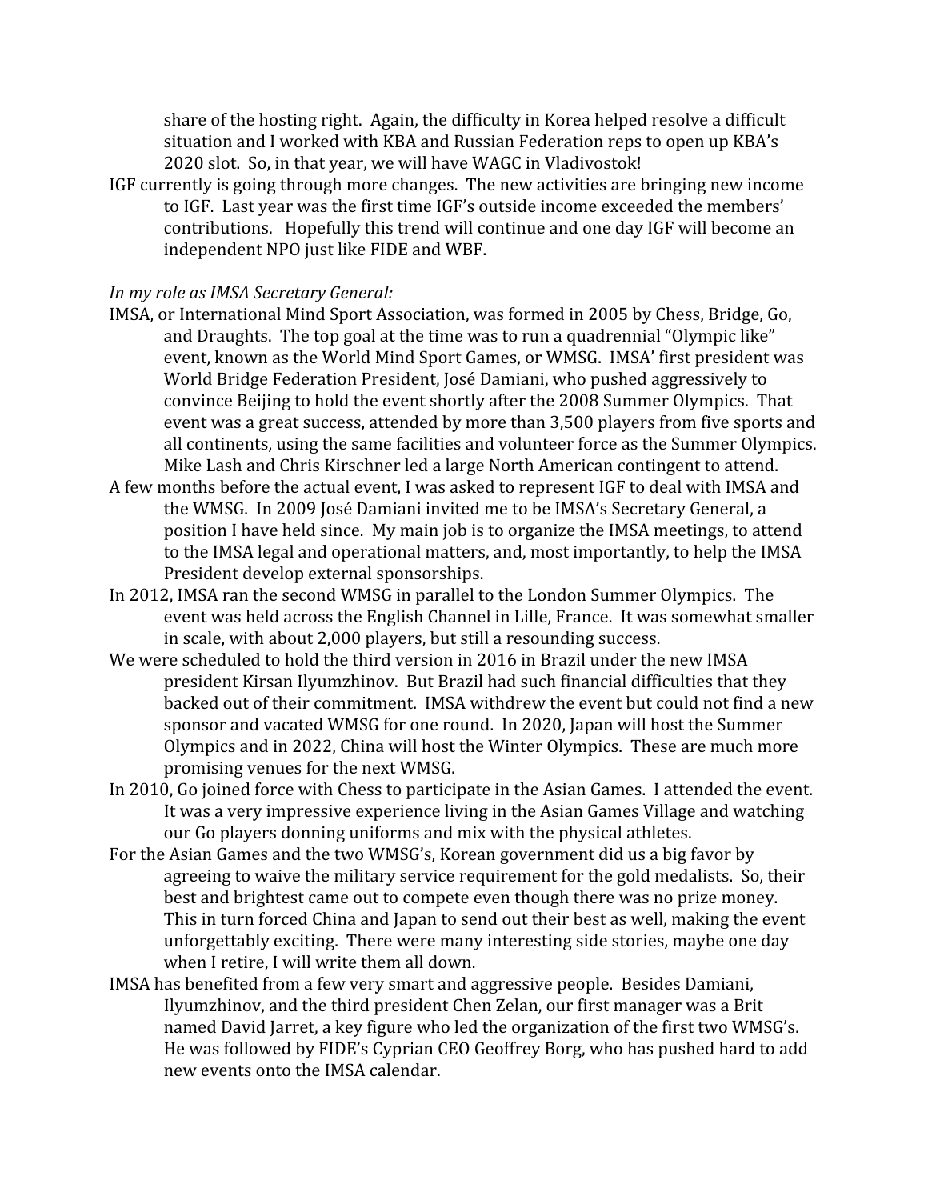share of the hosting right. Again, the difficulty in Korea helped resolve a difficult situation and I worked with KBA and Russian Federation reps to open up KBA's 2020 slot. So, in that year, we will have WAGC in Vladivostok!

IGF currently is going through more changes. The new activities are bringing new income to IGF. Last year was the first time IGF's outside income exceeded the members' contributions. Hopefully this trend will continue and one day IGF will become an independent NPO just like FIDE and WBF.

*In my role as IMSA Secretary General:*

IMSA, or International Mind Sport Association, was formed in 2005 by Chess, Bridge, Go, and Draughts. The top goal at the time was to run a quadrennial "Olympic like" event, known as the World Mind Sport Games, or WMSG. IMSA' first president was World Bridge Federation President, José Damiani, who pushed aggressively to convince Beijing to hold the event shortly after the 2008 Summer Olympics. That event was a great success, attended by more than 3,500 players from five sports and all continents, using the same facilities and volunteer force as the Summer Olympics. Mike Lash and Chris Kirschner led a large North American contingent to attend.

A few months before the actual event, I was asked to represent IGF to deal with IMSA and the WMSG. In 2009 José Damiani invited me to be IMSA's Secretary General, a position I have held since. My main job is to organize the IMSA meetings, to attend to the IMSA legal and operational matters, and, most importantly, to help the IMSA President develop external sponsorships.

In 2012, IMSA ran the second WMSG in parallel to the London Summer Olympics. The event was held across the English Channel in Lille, France. It was somewhat smaller in scale, with about 2,000 players, but still a resounding success.

We were scheduled to hold the third version in 2016 in Brazil under the new IMSA president Kirsan Ilyumzhinov. But Brazil had such financial difficulties that they backed out of their commitment. IMSA withdrew the event but could not find a new sponsor and vacated WMSG for one round. In 2020, Japan will host the Summer Olympics and in 2022, China will host the Winter Olympics. These are much more promising venues for the next WMSG.

In 2010, Go joined force with Chess to participate in the Asian Games. I attended the event. It was a very impressive experience living in the Asian Games Village and watching our Go players donning uniforms and mix with the physical athletes.

For the Asian Games and the two WMSG's, Korean government did us a big favor by agreeing to waive the military service requirement for the gold medalists. So, their best and brightest came out to compete even though there was no prize money. This in turn forced China and Japan to send out their best as well, making the event unforgettably exciting. There were many interesting side stories, maybe one day when I retire, I will write them all down.

IMSA has benefited from a few very smart and aggressive people. Besides Damiani, Ilyumzhinov, and the third president Chen Zelan, our first manager was a Brit named David Jarret, a key figure who led the organization of the first two WMSG's. He was followed by FIDE's Cyprian CEO Geoffrey Borg, who has pushed hard to add new events onto the IMSA calendar.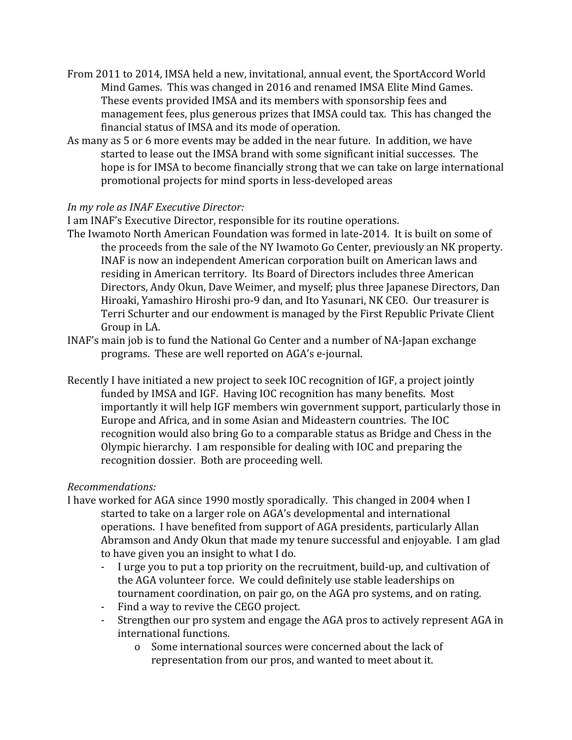From 2011 to 2014, IMSA held a new, invitational, annual event, the SportAccord World Mind Games. This was changed in 2016 and renamed IMSA Elite Mind Games. These events provided IMSA and its members with sponsorship fees and management fees, plus generous prizes that IMSA could tax. This has changed the financial status of IMSA and its mode of operation.

As many as 5 or 6 more events may be added in the near future. In addition, we have started to lease out the IMSA brand with some significant initial successes. The hope is for IMSA to become financially strong that we can take on large international promotional projects for mind sports in less-developed areas

*In my role as INAF Executive Director:*

I am INAF's Executive Director, responsible for its routine operations.

The Iwamoto North American Foundation was formed in late-2014. It is built on some of the proceeds from the sale of the NY Iwamoto Go Center, previously an NK property. INAF is now an independent American corporation built on American laws and residing in American territory. Its Board of Directors includes three American Directors, Andy Okun, Dave Weimer, and myself; plus three Japanese Directors, Dan Hiroaki, Yamashiro Hiroshi pro-9 dan, and Ito Yasunari, NK CEO. Our treasurer is Terri Schurter and our endowment is managed by the First Republic Private Client Group in LA.

INAF's main job is to fund the National Go Center and a number of NA-Japan exchange programs. These are well reported on AGA's e-journal.

Recently I have initiated a new project to seek IOC recognition of IGF, a project jointly funded by IMSA and IGF. Having IOC recognition has many benefits. Most importantly it will help IGF members win government support, particularly those in Europe and Africa, and in some Asian and Mideastern countries. The IOC recognition would also bring Go to a comparable status as Bridge and Chess in the Olympic hierarchy. I am responsible for dealing with IOC and preparing the recognition dossier. Both are proceeding well.

*Recommendations:*

I have worked for AGA since 1990 mostly sporadically. This changed in 2004 when I started to take on a larger role on AGA's developmental and international operations. I have benefited from support of AGA presidents, particularly Allan Abramson and Andy Okun that made my tenure successful and enjoyable. I am glad to have given you an insight to what I do.

- I urge you to put a top priority on the recruitment, build-up, and cultivation of the AGA volunteer force. We could definitely use stable leaderships on tournament coordination, on pair go, on the AGA pro systems, and on rating.
- Find a way to revive the CEGO project.
- Strengthen our pro system and engage the AGA pros to actively represent AGA in international functions.
  - Some international sources were concerned about the lack of representation from our pros, and wanted to meet about it.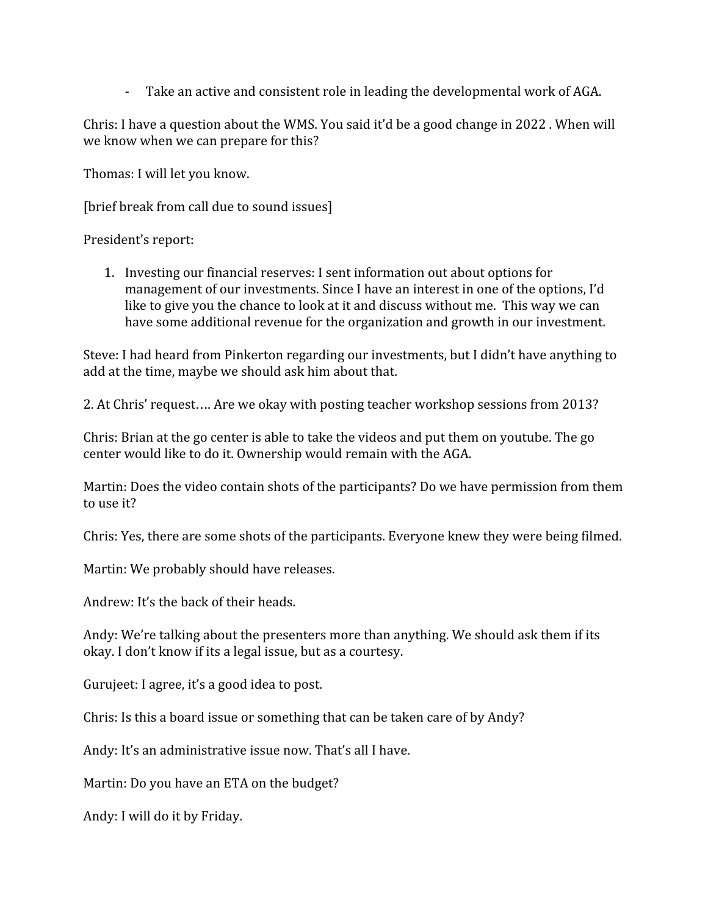- Take an active and consistent role in leading the developmental work of AGA.

Chris: I have a question about the WMS. You said it'd be a good change in 2022 . When will we know when we can prepare for this?

Thomas: I will let you know.

[brief break from call due to sound issues]

President's report:

1. Investing our financial reserves: I sent information out about options for management of our investments. Since I have an interest in one of the options, I'd like to give you the chance to look at it and discuss without me. This way we can have some additional revenue for the organization and growth in our investment.

Steve: I had heard from Pinkerton regarding our investments, but I didn't have anything to add at the time, maybe we should ask him about that.

2. At Chris' request…. Are we okay with posting teacher workshop sessions from 2013?

Chris: Brian at the go center is able to take the videos and put them on youtube. The go center would like to do it. Ownership would remain with the AGA.

Martin: Does the video contain shots of the participants? Do we have permission from them to use it?

Chris: Yes, there are some shots of the participants. Everyone knew they were being filmed.

Martin: We probably should have releases.

Andrew: It's the back of their heads.

Andy: We're talking about the presenters more than anything. We should ask them if its okay. I don't know if its a legal issue, but as a courtesy.

Gurujeet: I agree, it's a good idea to post.

Chris: Is this a board issue or something that can be taken care of by Andy?

Andy: It's an administrative issue now. That's all I have.

Martin: Do you have an ETA on the budget?

Andy: I will do it by Friday.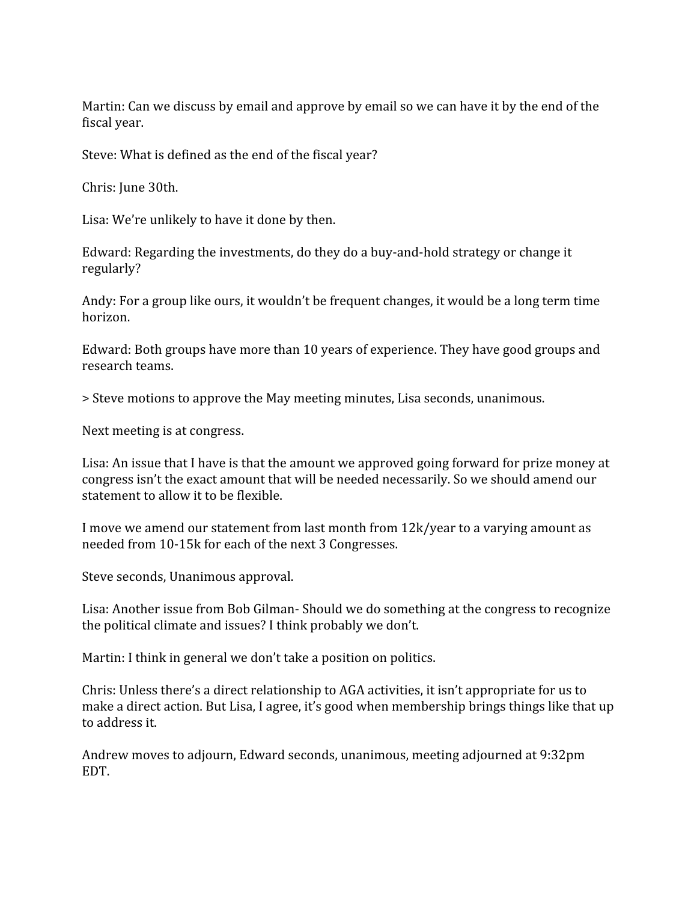Martin: Can we discuss by email and approve by email so we can have it by the end of the fiscal year.

Steve: What is defined as the end of the fiscal year?

Chris: June 30th.

Lisa: We're unlikely to have it done by then.

Edward: Regarding the investments, do they do a buy-and-hold strategy or change it regularly?

Andy: For a group like ours, it wouldn't be frequent changes, it would be a long term time horizon.

Edward: Both groups have more than 10 years of experience. They have good groups and research teams.

> Steve motions to approve the May meeting minutes, Lisa seconds, unanimous.

Next meeting is at congress.

Lisa: An issue that I have is that the amount we approved going forward for prize money at congress isn't the exact amount that will be needed necessarily. So we should amend our statement to allow it to be flexible.

I move we amend our statement from last month from 12k/year to a varying amount as needed from 10-15k for each of the next 3 Congresses.

Steve seconds, Unanimous approval.

Lisa: Another issue from Bob Gilman- Should we do something at the congress to recognize the political climate and issues? I think probably we don't.

Martin: I think in general we don't take a position on politics.

Chris: Unless there's a direct relationship to AGA activities, it isn't appropriate for us to make a direct action. But Lisa, I agree, it's good when membership brings things like that up to address it.

Andrew moves to adjourn, Edward seconds, unanimous, meeting adjourned at 9:32pm EDT.